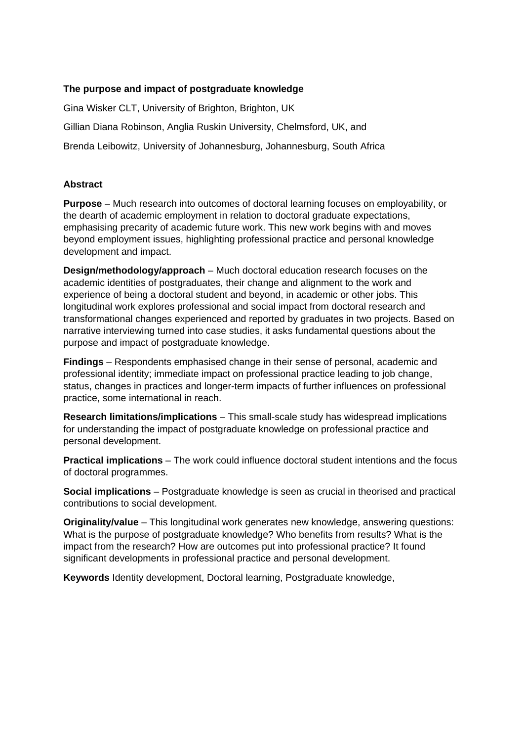# The purpose and impact of postgraduate knowledge

Gina Wisker CLT, University of Brighton, Brighton, UK

Gillian Diana Robinson, Anglia Ruskin University, Chelmsford, UK, and

Brenda Leibowitz, University of Johannesburg, Johannesburg, South Africa

## Abstract

**Purpose** – Much research into outcomes of doctoral learning focuses on employability, or the dearth of academic employment in relation to doctoral graduate expectations, emphasising precarity of academic future work. This new work begins with and moves beyond employment issues, highlighting professional practice and personal knowledge development and impact.

**Design/methodology/approach** – Much doctoral education research focuses on the academic identities of postgraduates, their change and alignment to the work and experience of being a doctoral student and beyond, in academic or other jobs. This longitudinal work explores professional and social impact from doctoral research and transformational changes experienced and reported by graduates in two projects. Based on narrative interviewing turned into case studies, it asks fundamental questions about the purpose and impact of postgraduate knowledge.

**Findings** – Respondents emphasised change in their sense of personal, academic and professional identity; immediate impact on professional practice leading to job change, status, changes in practices and longer-term impacts of further influences on professional practice, some international in reach.

**Research limitations/implications** – This small-scale study has widespread implications for understanding the impact of postgraduate knowledge on professional practice and personal development.

**Practical implications** – The work could influence doctoral student intentions and the focus of doctoral programmes.

**Social implications** – Postgraduate knowledge is seen as crucial in theorised and practical contributions to social development.

**Originality/value** – This longitudinal work generates new knowledge, answering questions: What is the purpose of postgraduate knowledge? Who benefits from results? What is the impact from the research? How are outcomes put into professional practice? It found significant developments in professional practice and personal development.

**Keywords** Identity development, Doctoral learning, Postgraduate knowledge,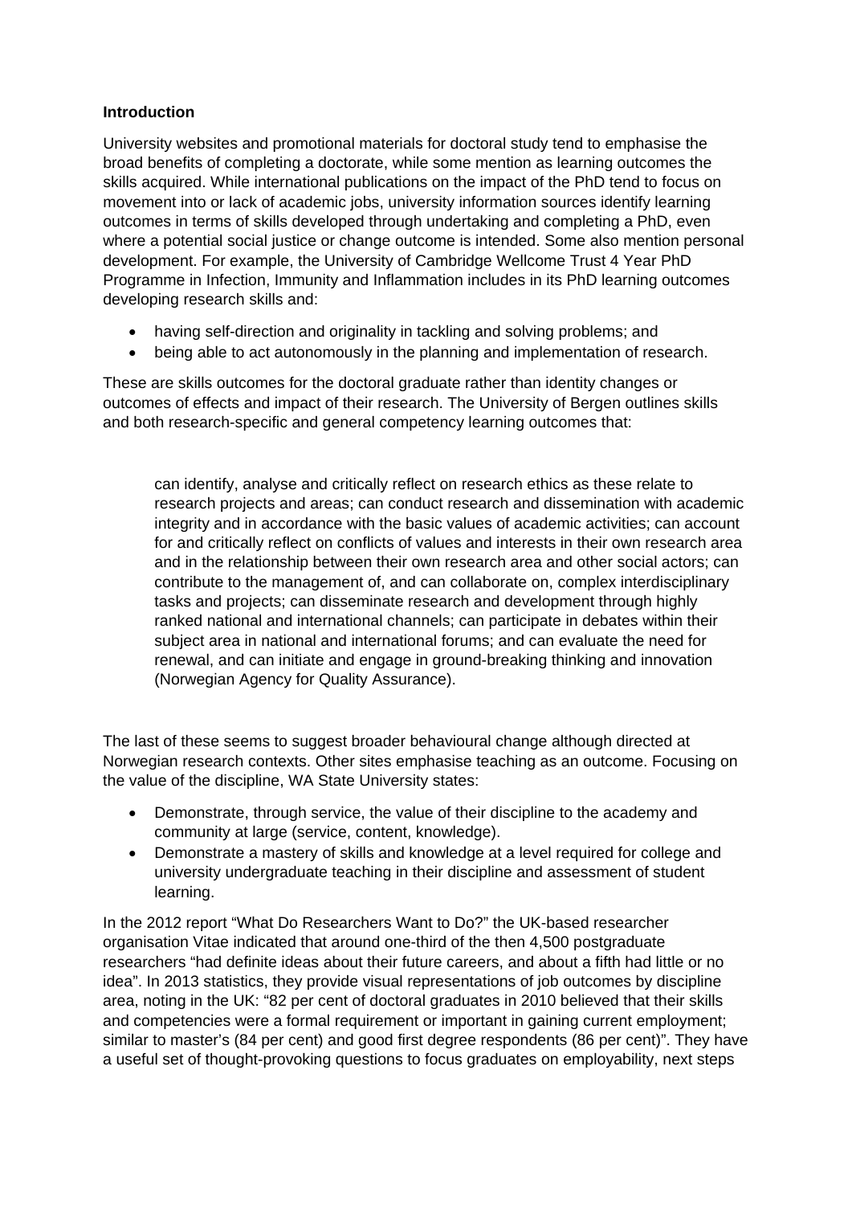**Introduction**

University websites and promotional materials for doctoral study tend to emphasise the broad benefits of completing a doctorate, while some mention as learning outcomes the skills acquired. While international publications on the impact of the PhD tend to focus on movement into or lack of academic jobs, university information sources identify learning outcomes in terms of skills developed through undertaking and completing a PhD, even where a potential social justice or change outcome is intended. Some also mention personal development. For example, the University of Cambridge Wellcome Trust 4 Year PhD Programme in Infection, Immunity and Inflammation includes in its PhD learning outcomes developing research skills and:

- having self-direction and originality in tackling and solving problems; and
- being able to act autonomously in the planning and implementation of research.

These are skills outcomes for the doctoral graduate rather than identity changes or outcomes of effects and impact of their research. The University of Bergen outlines skills and both research-specific and general competency learning outcomes that:

> can identify, analyse and critically reflect on research ethics as these relate to research projects and areas; can conduct research and dissemination with academic integrity and in accordance with the basic values of academic activities; can account for and critically reflect on conflicts of values and interests in their own research area and in the relationship between their own research area and other social actors; can contribute to the management of, and can collaborate on, complex interdisciplinary tasks and projects; can disseminate research and development through highly ranked national and international channels; can participate in debates within their subject area in national and international forums; and can evaluate the need for renewal, and can initiate and engage in ground-breaking thinking and innovation (Norwegian Agency for Quality Assurance).

The last of these seems to suggest broader behavioural change although directed at Norwegian research contexts. Other sites emphasise teaching as an outcome. Focusing on the value of the discipline, WA State University states:

- Demonstrate, through service, the value of their discipline to the academy and community at large (service, content, knowledge).
- Demonstrate a mastery of skills and knowledge at a level required for college and university undergraduate teaching in their discipline and assessment of student learning.

In the 2012 report "What Do Researchers Want to Do?" the UK-based researcher organisation Vitae indicated that around one-third of the then 4,500 postgraduate researchers "had definite ideas about their future careers, and about a fifth had little or no idea". In 2013 statistics, they provide visual representations of job outcomes by discipline area, noting in the UK: "82 per cent of doctoral graduates in 2010 believed that their skills and competencies were a formal requirement or important in gaining current employment; similar to master's (84 per cent) and good first degree respondents (86 per cent)". They have a useful set of thought-provoking questions to focus graduates on employability, next steps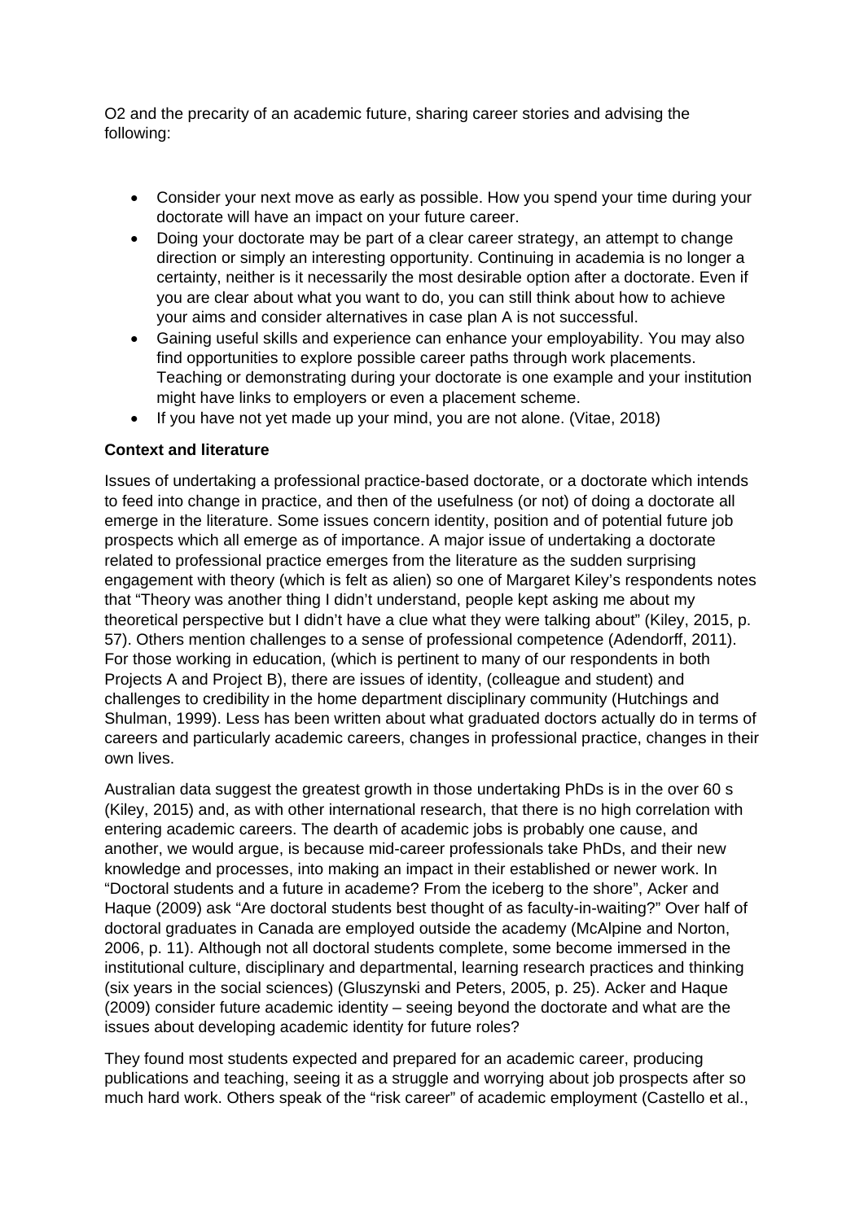O2 and the precarity of an academic future, sharing career stories and advising the following:

- Consider your next move as early as possible. How you spend your time during your doctorate will have an impact on your future career.
- Doing your doctorate may be part of a clear career strategy, an attempt to change direction or simply an interesting opportunity. Continuing in academia is no longer a certainty, neither is it necessarily the most desirable option after a doctorate. Even if you are clear about what you want to do, you can still think about how to achieve your aims and consider alternatives in case plan A is not successful.
- Gaining useful skills and experience can enhance your employability. You may also find opportunities to explore possible career paths through work placements. Teaching or demonstrating during your doctorate is one example and your institution might have links to employers or even a placement scheme.
- If you have not yet made up your mind, you are not alone. (Vitae, 2018)

**Context and literature**

Issues of undertaking a professional practice-based doctorate, or a doctorate which intends to feed into change in practice, and then of the usefulness (or not) of doing a doctorate all emerge in the literature. Some issues concern identity, position and of potential future job prospects which all emerge as of importance. A major issue of undertaking a doctorate related to professional practice emerges from the literature as the sudden surprising engagement with theory (which is felt as alien) so one of Margaret Kiley's respondents notes that "Theory was another thing I didn't understand, people kept asking me about my theoretical perspective but I didn't have a clue what they were talking about" (Kiley, 2015, p. 57). Others mention challenges to a sense of professional competence (Adendorff, 2011). For those working in education, (which is pertinent to many of our respondents in both Projects A and Project B), there are issues of identity, (colleague and student) and challenges to credibility in the home department disciplinary community (Hutchings and Shulman, 1999). Less has been written about what graduated doctors actually do in terms of careers and particularly academic careers, changes in professional practice, changes in their own lives.

Australian data suggest the greatest growth in those undertaking PhDs is in the over 60 s (Kiley, 2015) and, as with other international research, that there is no high correlation with entering academic careers. The dearth of academic jobs is probably one cause, and another, we would argue, is because mid-career professionals take PhDs, and their new knowledge and processes, into making an impact in their established or newer work. In "Doctoral students and a future in academe? From the iceberg to the shore", Acker and Haque (2009) ask "Are doctoral students best thought of as faculty-in-waiting?" Over half of doctoral graduates in Canada are employed outside the academy (McAlpine and Norton, 2006, p. 11). Although not all doctoral students complete, some become immersed in the institutional culture, disciplinary and departmental, learning research practices and thinking (six years in the social sciences) (Gluszynski and Peters, 2005, p. 25). Acker and Haque (2009) consider future academic identity – seeing beyond the doctorate and what are the issues about developing academic identity for future roles?

They found most students expected and prepared for an academic career, producing publications and teaching, seeing it as a struggle and worrying about job prospects after so much hard work. Others speak of the "risk career" of academic employment (Castello et al.,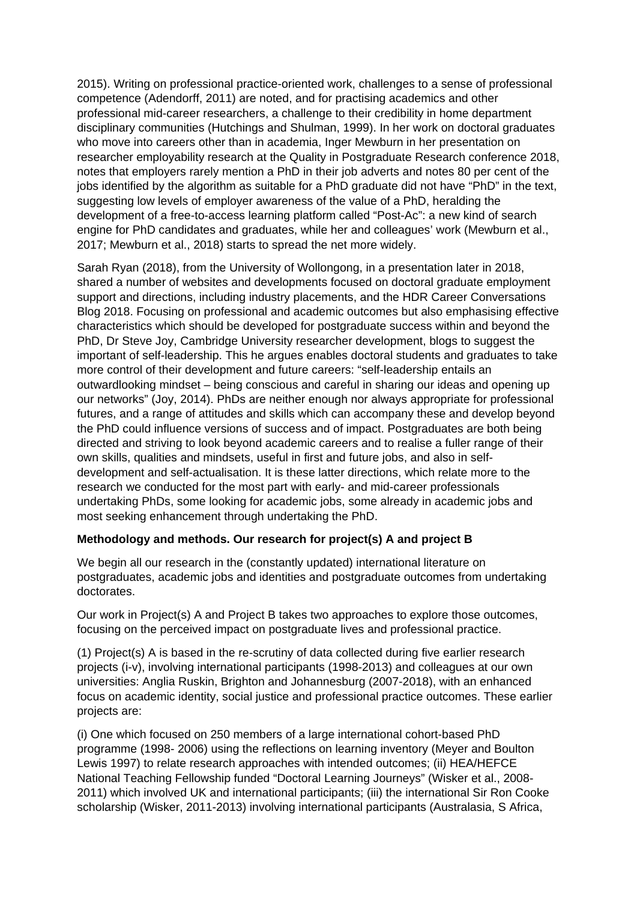2015). Writing on professional practice-oriented work, challenges to a sense of professional competence (Adendorff, 2011) are noted, and for practising academics and other professional mid-career researchers, a challenge to their credibility in home department disciplinary communities (Hutchings and Shulman, 1999). In her work on doctoral graduates who move into careers other than in academia, Inger Mewburn in her presentation on researcher employability research at the Quality in Postgraduate Research conference 2018, notes that employers rarely mention a PhD in their job adverts and notes 80 per cent of the jobs identified by the algorithm as suitable for a PhD graduate did not have "PhD" in the text, suggesting low levels of employer awareness of the value of a PhD, heralding the development of a free-to-access learning platform called "Post-Ac": a new kind of search engine for PhD candidates and graduates, while her and colleagues' work (Mewburn et al., 2017; Mewburn et al., 2018) starts to spread the net more widely.

Sarah Ryan (2018), from the University of Wollongong, in a presentation later in 2018, shared a number of websites and developments focused on doctoral graduate employment support and directions, including industry placements, and the HDR Career Conversations Blog 2018. Focusing on professional and academic outcomes but also emphasising effective characteristics which should be developed for postgraduate success within and beyond the PhD, Dr Steve Joy, Cambridge University researcher development, blogs to suggest the important of self-leadership. This he argues enables doctoral students and graduates to take more control of their development and future careers: "self-leadership entails an outwardlooking mindset – being conscious and careful in sharing our ideas and opening up our networks" (Joy, 2014). PhDs are neither enough nor always appropriate for professional futures, and a range of attitudes and skills which can accompany these and develop beyond the PhD could influence versions of success and of impact. Postgraduates are both being directed and striving to look beyond academic careers and to realise a fuller range of their own skills, qualities and mindsets, useful in first and future jobs, and also in self-development and self-actualisation. It is these latter directions, which relate more to the research we conducted for the most part with early- and mid-career professionals undertaking PhDs, some looking for academic jobs, some already in academic jobs and most seeking enhancement through undertaking the PhD.

**Methodology and methods. Our research for project(s) A and project B**

We begin all our research in the (constantly updated) international literature on postgraduates, academic jobs and identities and postgraduate outcomes from undertaking doctorates.

Our work in Project(s) A and Project B takes two approaches to explore those outcomes, focusing on the perceived impact on postgraduate lives and professional practice.

(1) Project(s) A is based in the re-scrutiny of data collected during five earlier research projects (i-v), involving international participants (1998-2013) and colleagues at our own universities: Anglia Ruskin, Brighton and Johannesburg (2007-2018), with an enhanced focus on academic identity, social justice and professional practice outcomes. These earlier projects are:

(i) One which focused on 250 members of a large international cohort-based PhD programme (1998- 2006) using the reflections on learning inventory (Meyer and Boulton Lewis 1997) to relate research approaches with intended outcomes; (ii) HEA/HEFCE National Teaching Fellowship funded "Doctoral Learning Journeys" (Wisker et al., 2008-2011) which involved UK and international participants; (iii) the international Sir Ron Cooke scholarship (Wisker, 2011-2013) involving international participants (Australasia, S Africa,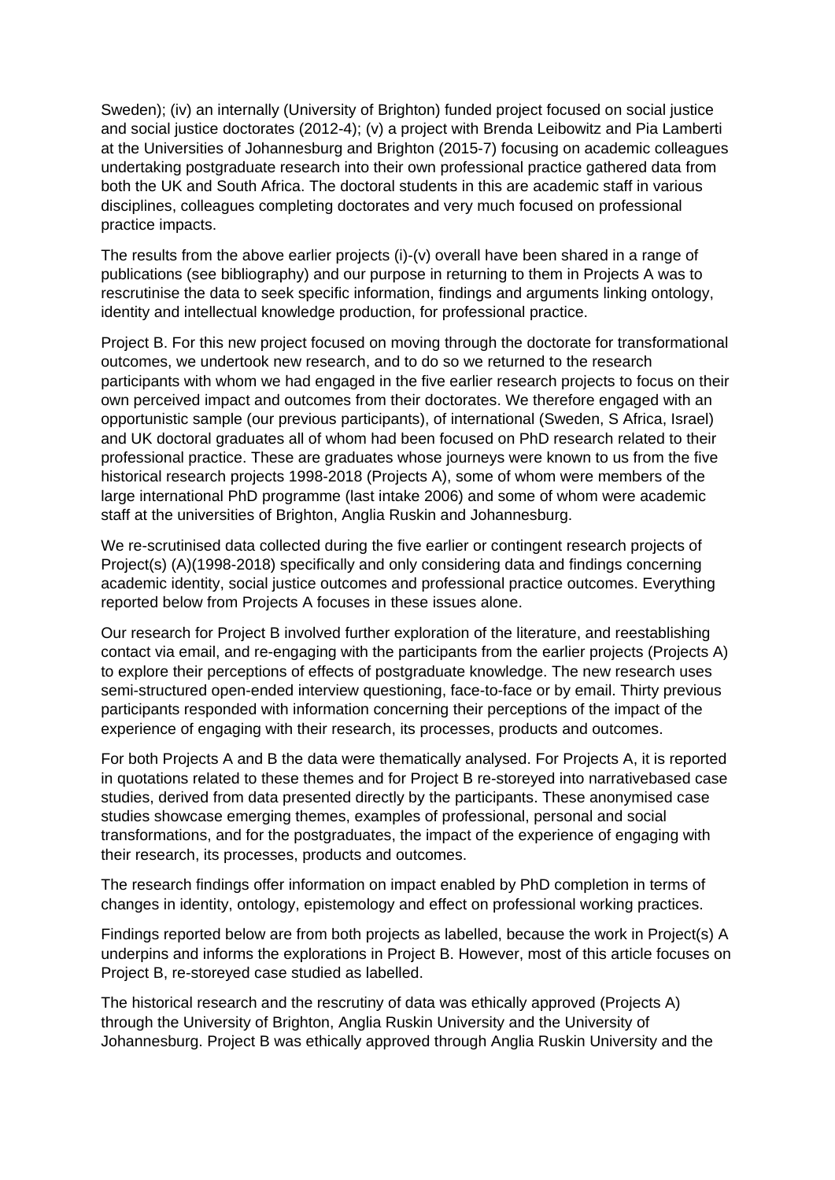Sweden); (iv) an internally (University of Brighton) funded project focused on social justice and social justice doctorates (2012-4); (v) a project with Brenda Leibowitz and Pia Lamberti at the Universities of Johannesburg and Brighton (2015-7) focusing on academic colleagues undertaking postgraduate research into their own professional practice gathered data from both the UK and South Africa. The doctoral students in this are academic staff in various disciplines, colleagues completing doctorates and very much focused on professional practice impacts.

The results from the above earlier projects (i)-(v) overall have been shared in a range of publications (see bibliography) and our purpose in returning to them in Projects A was to rescrutinise the data to seek specific information, findings and arguments linking ontology, identity and intellectual knowledge production, for professional practice.

Project B. For this new project focused on moving through the doctorate for transformational outcomes, we undertook new research, and to do so we returned to the research participants with whom we had engaged in the five earlier research projects to focus on their own perceived impact and outcomes from their doctorates. We therefore engaged with an opportunistic sample (our previous participants), of international (Sweden, S Africa, Israel) and UK doctoral graduates all of whom had been focused on PhD research related to their professional practice. These are graduates whose journeys were known to us from the five historical research projects 1998-2018 (Projects A), some of whom were members of the large international PhD programme (last intake 2006) and some of whom were academic staff at the universities of Brighton, Anglia Ruskin and Johannesburg.

We re-scrutinised data collected during the five earlier or contingent research projects of Project(s) (A)(1998-2018) specifically and only considering data and findings concerning academic identity, social justice outcomes and professional practice outcomes. Everything reported below from Projects A focuses in these issues alone.

Our research for Project B involved further exploration of the literature, and reestablishing contact via email, and re-engaging with the participants from the earlier projects (Projects A) to explore their perceptions of effects of postgraduate knowledge. The new research uses semi-structured open-ended interview questioning, face-to-face or by email. Thirty previous participants responded with information concerning their perceptions of the impact of the experience of engaging with their research, its processes, products and outcomes.

For both Projects A and B the data were thematically analysed. For Projects A, it is reported in quotations related to these themes and for Project B re-storeyed into narrativebased case studies, derived from data presented directly by the participants. These anonymised case studies showcase emerging themes, examples of professional, personal and social transformations, and for the postgraduates, the impact of the experience of engaging with their research, its processes, products and outcomes.

The research findings offer information on impact enabled by PhD completion in terms of changes in identity, ontology, epistemology and effect on professional working practices.

Findings reported below are from both projects as labelled, because the work in Project(s) A underpins and informs the explorations in Project B. However, most of this article focuses on Project B, re-storeyed case studied as labelled.

The historical research and the rescrutiny of data was ethically approved (Projects A) through the University of Brighton, Anglia Ruskin University and the University of Johannesburg. Project B was ethically approved through Anglia Ruskin University and the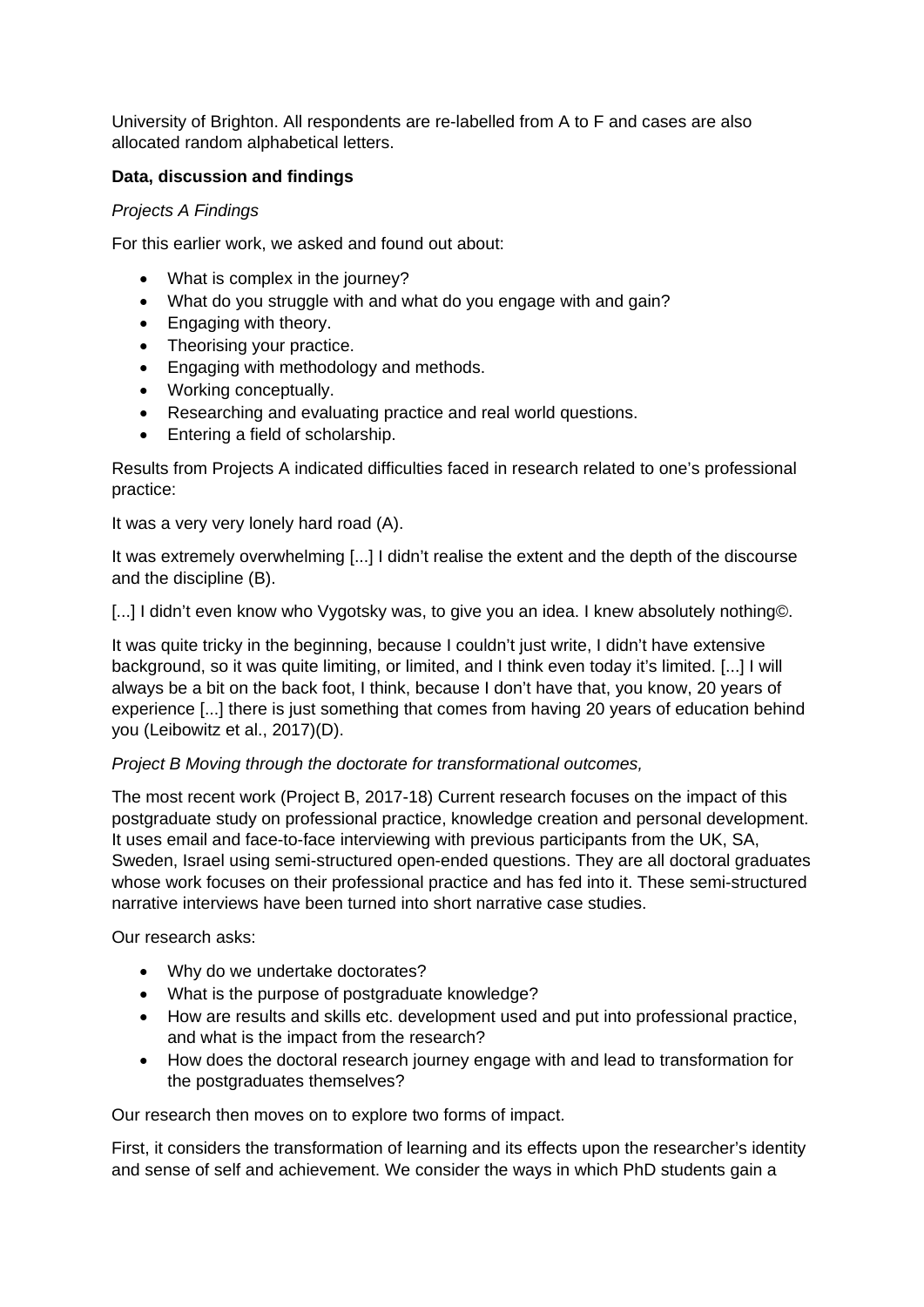University of Brighton. All respondents are re-labelled from A to F and cases are also allocated random alphabetical letters.

**Data, discussion and findings**

*Projects A Findings*

For this earlier work, we asked and found out about:

- What is complex in the journey?
- What do you struggle with and what do you engage with and gain?
- Engaging with theory.
- Theorising your practice.
- Engaging with methodology and methods.
- Working conceptually.
- Researching and evaluating practice and real world questions.
- Entering a field of scholarship.

Results from Projects A indicated difficulties faced in research related to one's professional practice:

It was a very very lonely hard road (A).

It was extremely overwhelming [...] I didn't realise the extent and the depth of the discourse and the discipline (B).

[...] I didn't even know who Vygotsky was, to give you an idea. I knew absolutely nothing©.

It was quite tricky in the beginning, because I couldn't just write, I didn't have extensive background, so it was quite limiting, or limited, and I think even today it's limited. [...] I will always be a bit on the back foot, I think, because I don't have that, you know, 20 years of experience [...] there is just something that comes from having 20 years of education behind you (Leibowitz et al., 2017)(D).

*Project B Moving through the doctorate for transformational outcomes,*

The most recent work (Project B, 2017-18) Current research focuses on the impact of this postgraduate study on professional practice, knowledge creation and personal development. It uses email and face-to-face interviewing with previous participants from the UK, SA, Sweden, Israel using semi-structured open-ended questions. They are all doctoral graduates whose work focuses on their professional practice and has fed into it. These semi-structured narrative interviews have been turned into short narrative case studies.

Our research asks:

- Why do we undertake doctorates?
- What is the purpose of postgraduate knowledge?
- How are results and skills etc. development used and put into professional practice, and what is the impact from the research?
- How does the doctoral research journey engage with and lead to transformation for the postgraduates themselves?

Our research then moves on to explore two forms of impact.

First, it considers the transformation of learning and its effects upon the researcher's identity and sense of self and achievement. We consider the ways in which PhD students gain a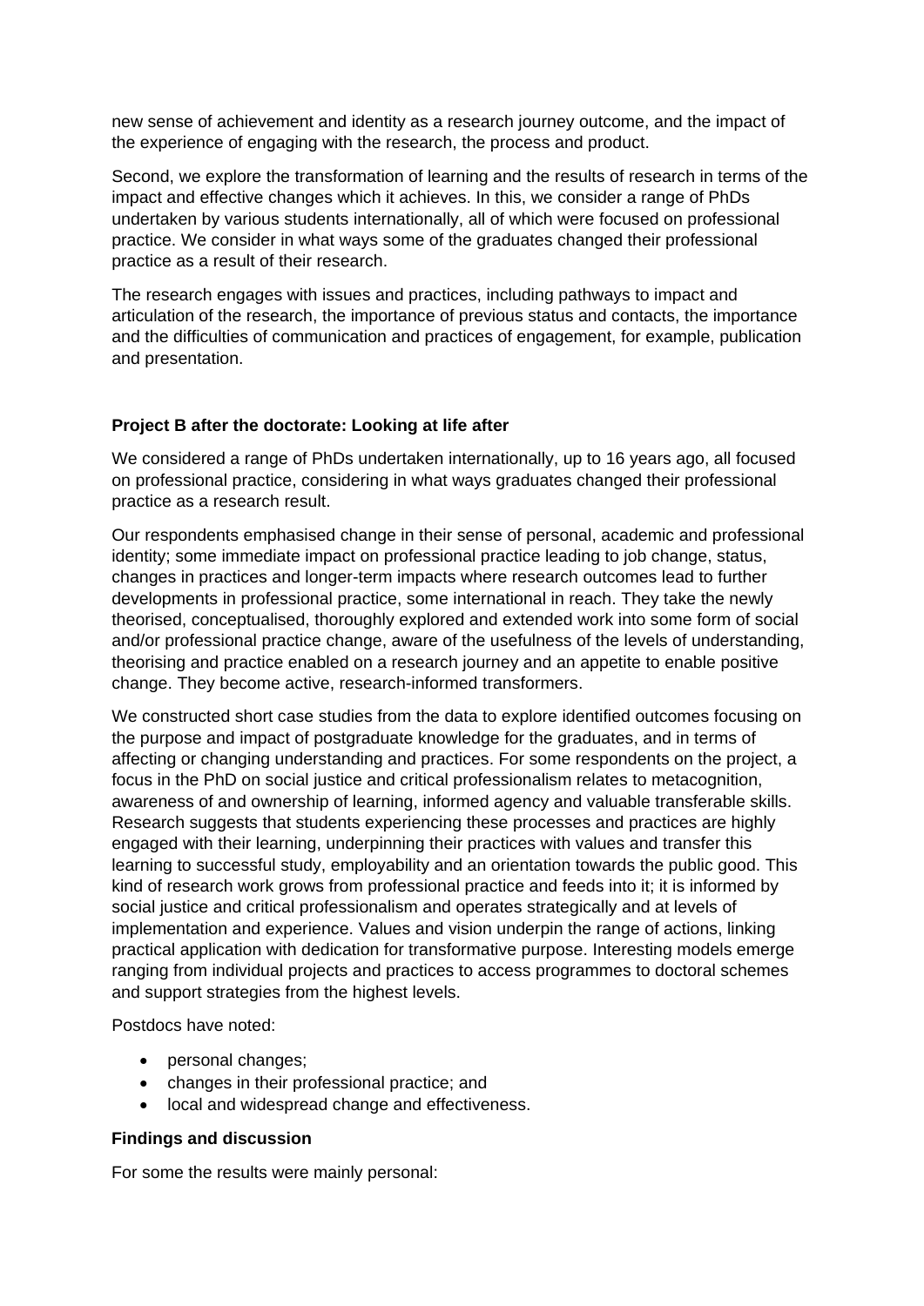new sense of achievement and identity as a research journey outcome, and the impact of the experience of engaging with the research, the process and product.

Second, we explore the transformation of learning and the results of research in terms of the impact and effective changes which it achieves. In this, we consider a range of PhDs undertaken by various students internationally, all of which were focused on professional practice. We consider in what ways some of the graduates changed their professional practice as a result of their research.

The research engages with issues and practices, including pathways to impact and articulation of the research, the importance of previous status and contacts, the importance and the difficulties of communication and practices of engagement, for example, publication and presentation.

**Project B after the doctorate: Looking at life after**

We considered a range of PhDs undertaken internationally, up to 16 years ago, all focused on professional practice, considering in what ways graduates changed their professional practice as a research result.

Our respondents emphasised change in their sense of personal, academic and professional identity; some immediate impact on professional practice leading to job change, status, changes in practices and longer-term impacts where research outcomes lead to further developments in professional practice, some international in reach. They take the newly theorised, conceptualised, thoroughly explored and extended work into some form of social and/or professional practice change, aware of the usefulness of the levels of understanding, theorising and practice enabled on a research journey and an appetite to enable positive change. They become active, research-informed transformers.

We constructed short case studies from the data to explore identified outcomes focusing on the purpose and impact of postgraduate knowledge for the graduates, and in terms of affecting or changing understanding and practices. For some respondents on the project, a focus in the PhD on social justice and critical professionalism relates to metacognition, awareness of and ownership of learning, informed agency and valuable transferable skills. Research suggests that students experiencing these processes and practices are highly engaged with their learning, underpinning their practices with values and transfer this learning to successful study, employability and an orientation towards the public good. This kind of research work grows from professional practice and feeds into it; it is informed by social justice and critical professionalism and operates strategically and at levels of implementation and experience. Values and vision underpin the range of actions, linking practical application with dedication for transformative purpose. Interesting models emerge ranging from individual projects and practices to access programmes to doctoral schemes and support strategies from the highest levels.

Postdocs have noted:

- personal changes;
- changes in their professional practice; and
- local and widespread change and effectiveness.

**Findings and discussion**

For some the results were mainly personal: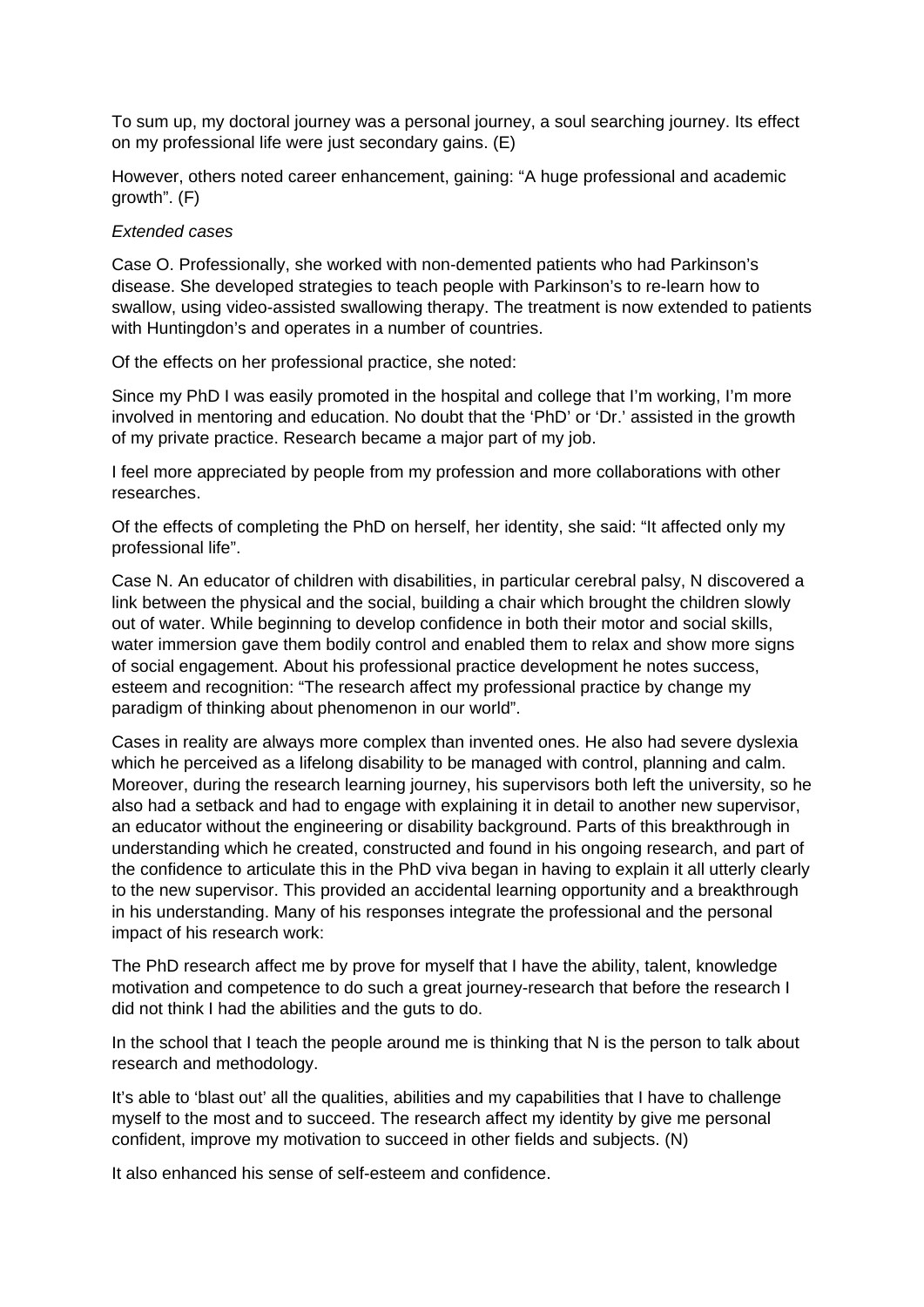To sum up, my doctoral journey was a personal journey, a soul searching journey. Its effect on my professional life were just secondary gains. (E)

However, others noted career enhancement, gaining: "A huge professional and academic growth". (F)

*Extended cases*

Case O. Professionally, she worked with non-demented patients who had Parkinson's disease. She developed strategies to teach people with Parkinson's to re-learn how to swallow, using video-assisted swallowing therapy. The treatment is now extended to patients with Huntingdon's and operates in a number of countries.

Of the effects on her professional practice, she noted:

Since my PhD I was easily promoted in the hospital and college that I'm working, I'm more involved in mentoring and education. No doubt that the 'PhD' or 'Dr.' assisted in the growth of my private practice. Research became a major part of my job.

I feel more appreciated by people from my profession and more collaborations with other researches.

Of the effects of completing the PhD on herself, her identity, she said: "It affected only my professional life".

Case N. An educator of children with disabilities, in particular cerebral palsy, N discovered a link between the physical and the social, building a chair which brought the children slowly out of water. While beginning to develop confidence in both their motor and social skills, water immersion gave them bodily control and enabled them to relax and show more signs of social engagement. About his professional practice development he notes success, esteem and recognition: "The research affect my professional practice by change my paradigm of thinking about phenomenon in our world".

Cases in reality are always more complex than invented ones. He also had severe dyslexia which he perceived as a lifelong disability to be managed with control, planning and calm. Moreover, during the research learning journey, his supervisors both left the university, so he also had a setback and had to engage with explaining it in detail to another new supervisor, an educator without the engineering or disability background. Parts of this breakthrough in understanding which he created, constructed and found in his ongoing research, and part of the confidence to articulate this in the PhD viva began in having to explain it all utterly clearly to the new supervisor. This provided an accidental learning opportunity and a breakthrough in his understanding. Many of his responses integrate the professional and the personal impact of his research work:

The PhD research affect me by prove for myself that I have the ability, talent, knowledge motivation and competence to do such a great journey-research that before the research I did not think I had the abilities and the guts to do.

In the school that I teach the people around me is thinking that N is the person to talk about research and methodology.

It's able to 'blast out' all the qualities, abilities and my capabilities that I have to challenge myself to the most and to succeed. The research affect my identity by give me personal confident, improve my motivation to succeed in other fields and subjects. (N)

It also enhanced his sense of self-esteem and confidence.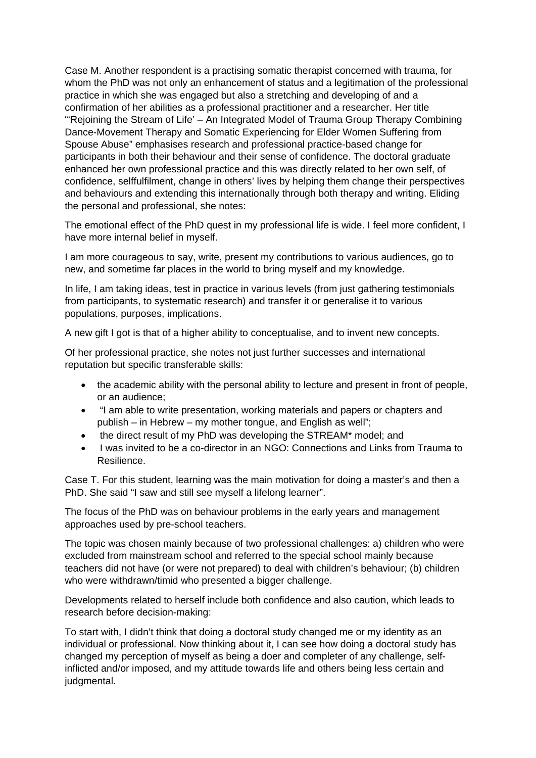Case M. Another respondent is a practising somatic therapist concerned with trauma, for whom the PhD was not only an enhancement of status and a legitimation of the professional practice in which she was engaged but also a stretching and developing of and a confirmation of her abilities as a professional practitioner and a researcher. Her title "'Rejoining the Stream of Life' – An Integrated Model of Trauma Group Therapy Combining Dance-Movement Therapy and Somatic Experiencing for Elder Women Suffering from Spouse Abuse" emphasises research and professional practice-based change for participants in both their behaviour and their sense of confidence. The doctoral graduate enhanced her own professional practice and this was directly related to her own self, of confidence, selffulfilment, change in others' lives by helping them change their perspectives and behaviours and extending this internationally through both therapy and writing. Eliding the personal and professional, she notes:

The emotional effect of the PhD quest in my professional life is wide. I feel more confident, I have more internal belief in myself.

I am more courageous to say, write, present my contributions to various audiences, go to new, and sometime far places in the world to bring myself and my knowledge.

In life, I am taking ideas, test in practice in various levels (from just gathering testimonials from participants, to systematic research) and transfer it or generalise it to various populations, purposes, implications.

A new gift I got is that of a higher ability to conceptualise, and to invent new concepts.

Of her professional practice, she notes not just further successes and international reputation but specific transferable skills:

- the academic ability with the personal ability to lecture and present in front of people, or an audience;
- "I am able to write presentation, working materials and papers or chapters and publish – in Hebrew – my mother tongue, and English as well";
- the direct result of my PhD was developing the STREAM* model; and
- I was invited to be a co-director in an NGO: Connections and Links from Trauma to Resilience.

Case T. For this student, learning was the main motivation for doing a master's and then a PhD. She said "I saw and still see myself a lifelong learner".

The focus of the PhD was on behaviour problems in the early years and management approaches used by pre-school teachers.

The topic was chosen mainly because of two professional challenges: a) children who were excluded from mainstream school and referred to the special school mainly because teachers did not have (or were not prepared) to deal with children's behaviour; (b) children who were withdrawn/timid who presented a bigger challenge.

Developments related to herself include both confidence and also caution, which leads to research before decision-making:

To start with, I didn't think that doing a doctoral study changed me or my identity as an individual or professional. Now thinking about it, I can see how doing a doctoral study has changed my perception of myself as being a doer and completer of any challenge, self-inflicted and/or imposed, and my attitude towards life and others being less certain and judgmental.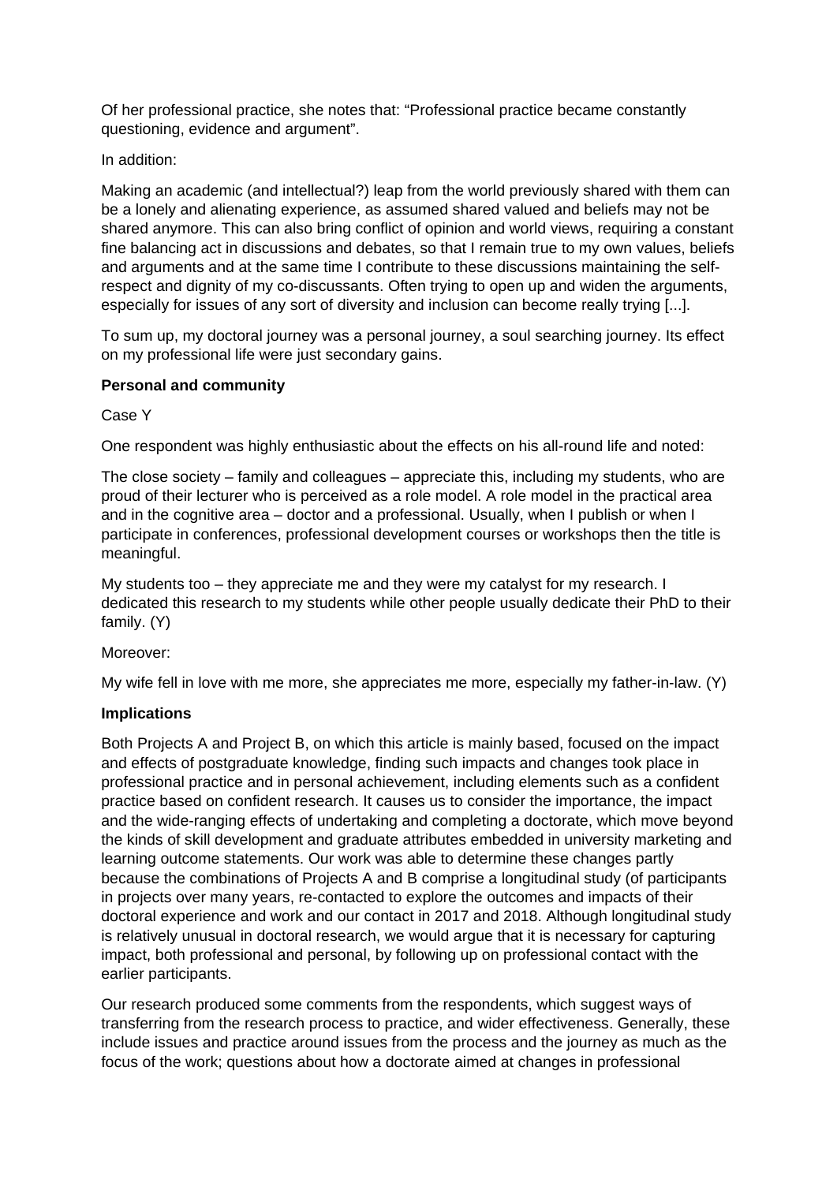Of her professional practice, she notes that: “Professional practice became constantly questioning, evidence and argument”.

In addition:

Making an academic (and intellectual?) leap from the world previously shared with them can be a lonely and alienating experience, as assumed shared valued and beliefs may not be shared anymore. This can also bring conflict of opinion and world views, requiring a constant fine balancing act in discussions and debates, so that I remain true to my own values, beliefs and arguments and at the same time I contribute to these discussions maintaining the self-respect and dignity of my co-discussants. Often trying to open up and widen the arguments, especially for issues of any sort of diversity and inclusion can become really trying [...].

To sum up, my doctoral journey was a personal journey, a soul searching journey. Its effect on my professional life were just secondary gains.

**Personal and community**

Case Y

One respondent was highly enthusiastic about the effects on his all-round life and noted:

The close society – family and colleagues – appreciate this, including my students, who are proud of their lecturer who is perceived as a role model. A role model in the practical area and in the cognitive area – doctor and a professional. Usually, when I publish or when I participate in conferences, professional development courses or workshops then the title is meaningful.

My students too – they appreciate me and they were my catalyst for my research. I dedicated this research to my students while other people usually dedicate their PhD to their family. (Y)

Moreover:

My wife fell in love with me more, she appreciates me more, especially my father-in-law. (Y)

**Implications**

Both Projects A and Project B, on which this article is mainly based, focused on the impact and effects of postgraduate knowledge, finding such impacts and changes took place in professional practice and in personal achievement, including elements such as a confident practice based on confident research. It causes us to consider the importance, the impact and the wide-ranging effects of undertaking and completing a doctorate, which move beyond the kinds of skill development and graduate attributes embedded in university marketing and learning outcome statements. Our work was able to determine these changes partly because the combinations of Projects A and B comprise a longitudinal study (of participants in projects over many years, re-contacted to explore the outcomes and impacts of their doctoral experience and work and our contact in 2017 and 2018. Although longitudinal study is relatively unusual in doctoral research, we would argue that it is necessary for capturing impact, both professional and personal, by following up on professional contact with the earlier participants.

Our research produced some comments from the respondents, which suggest ways of transferring from the research process to practice, and wider effectiveness. Generally, these include issues and practice around issues from the process and the journey as much as the focus of the work; questions about how a doctorate aimed at changes in professional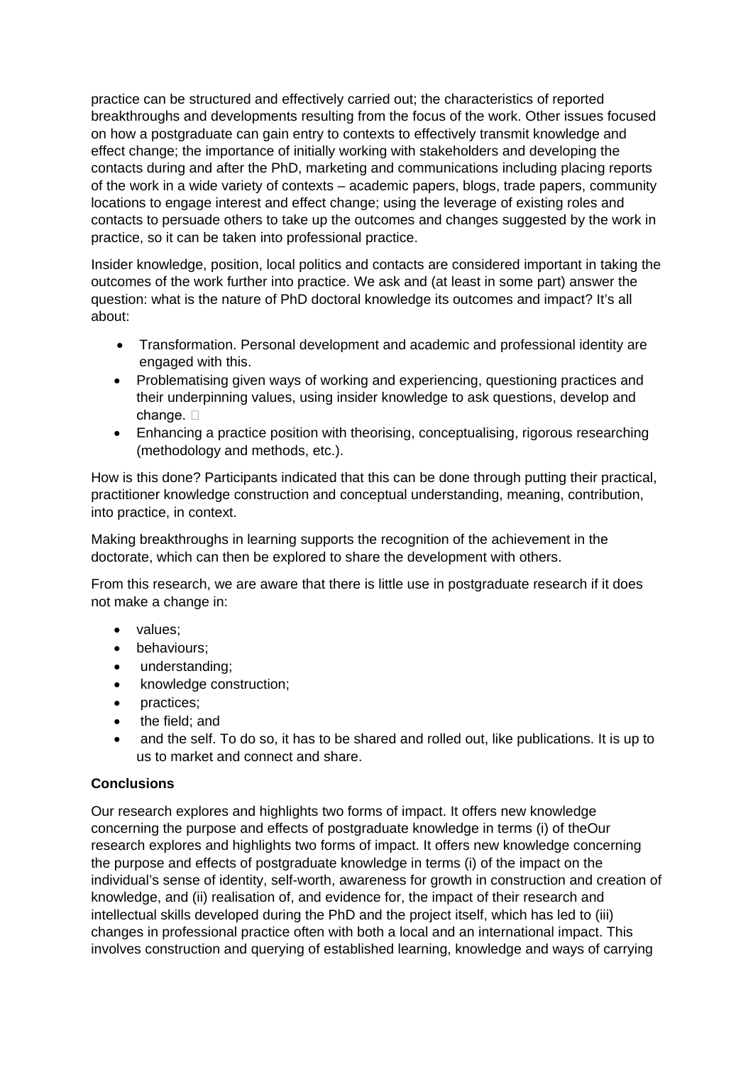practice can be structured and effectively carried out; the characteristics of reported breakthroughs and developments resulting from the focus of the work. Other issues focused on how a postgraduate can gain entry to contexts to effectively transmit knowledge and effect change; the importance of initially working with stakeholders and developing the contacts during and after the PhD, marketing and communications including placing reports of the work in a wide variety of contexts – academic papers, blogs, trade papers, community locations to engage interest and effect change; using the leverage of existing roles and contacts to persuade others to take up the outcomes and changes suggested by the work in practice, so it can be taken into professional practice.

Insider knowledge, position, local politics and contacts are considered important in taking the outcomes of the work further into practice. We ask and (at least in some part) answer the question: what is the nature of PhD doctoral knowledge its outcomes and impact? It's all about:

- Transformation. Personal development and academic and professional identity are engaged with this.
- Problematising given ways of working and experiencing, questioning practices and their underpinning values, using insider knowledge to ask questions, develop and change. 
- Enhancing a practice position with theorising, conceptualising, rigorous researching (methodology and methods, etc.).

How is this done? Participants indicated that this can be done through putting their practical, practitioner knowledge construction and conceptual understanding, meaning, contribution, into practice, in context.

Making breakthroughs in learning supports the recognition of the achievement in the doctorate, which can then be explored to share the development with others.

From this research, we are aware that there is little use in postgraduate research if it does not make a change in:

- values;
- behaviours;
- understanding;
- knowledge construction;
- practices;
- the field; and
- and the self. To do so, it has to be shared and rolled out, like publications. It is up to us to market and connect and share.

**Conclusions**

Our research explores and highlights two forms of impact. It offers new knowledge concerning the purpose and effects of postgraduate knowledge in terms (i) of theOur research explores and highlights two forms of impact. It offers new knowledge concerning the purpose and effects of postgraduate knowledge in terms (i) of the impact on the individual's sense of identity, self-worth, awareness for growth in construction and creation of knowledge, and (ii) realisation of, and evidence for, the impact of their research and intellectual skills developed during the PhD and the project itself, which has led to (iii) changes in professional practice often with both a local and an international impact. This involves construction and querying of established learning, knowledge and ways of carrying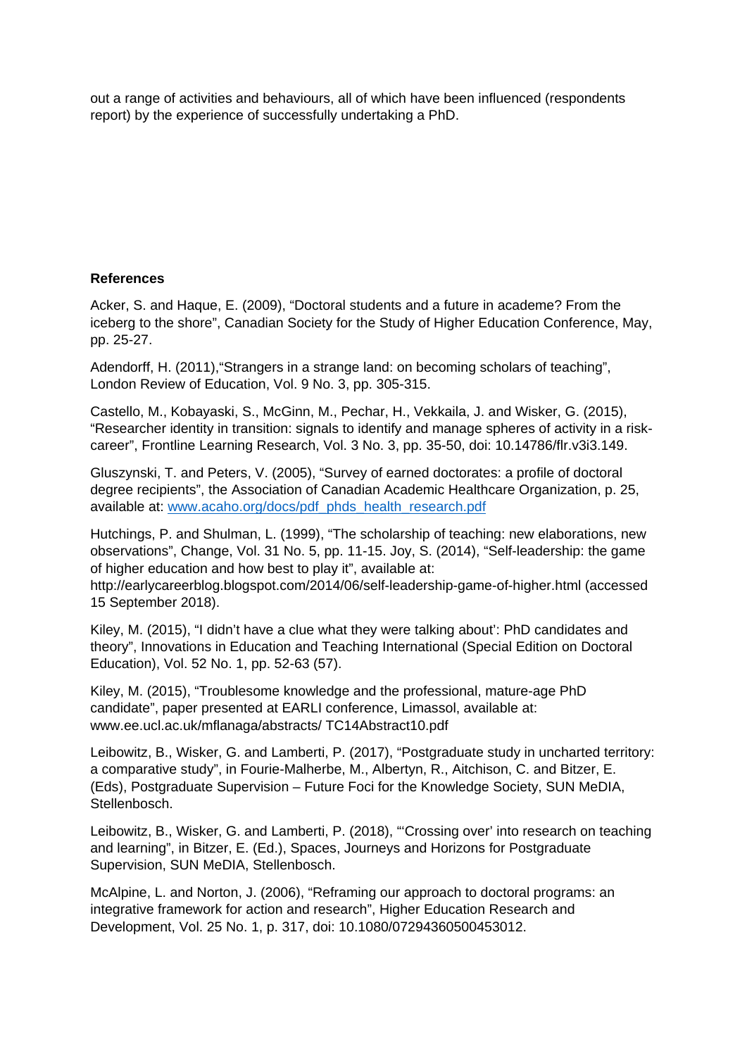out a range of activities and behaviours, all of which have been influenced (respondents report) by the experience of successfully undertaking a PhD.

**References**

Acker, S. and Haque, E. (2009), "Doctoral students and a future in academe? From the iceberg to the shore", Canadian Society for the Study of Higher Education Conference, May, pp. 25-27.

Adendorff, H. (2011),"Strangers in a strange land: on becoming scholars of teaching", London Review of Education, Vol. 9 No. 3, pp. 305-315.

Castello, M., Kobayaski, S., McGinn, M., Pechar, H., Vekkaila, J. and Wisker, G. (2015), "Researcher identity in transition: signals to identify and manage spheres of activity in a risk-career", Frontline Learning Research, Vol. 3 No. 3, pp. 35-50, doi: 10.14786/flr.v3i3.149.

Gluszynski, T. and Peters, V. (2005), "Survey of earned doctorates: a profile of doctoral degree recipients", the Association of Canadian Academic Healthcare Organization, p. 25, available at: www.acaho.org/docs/pdf_phds_health_research.pdf

Hutchings, P. and Shulman, L. (1999), "The scholarship of teaching: new elaborations, new observations", Change, Vol. 31 No. 5, pp. 11-15. Joy, S. (2014), "Self-leadership: the game of higher education and how best to play it", available at: http://earlycareerblog.blogspot.com/2014/06/self-leadership-game-of-higher.html (accessed 15 September 2018).

Kiley, M. (2015), "I didn't have a clue what they were talking about': PhD candidates and theory", Innovations in Education and Teaching International (Special Edition on Doctoral Education), Vol. 52 No. 1, pp. 52-63 (57).

Kiley, M. (2015), "Troublesome knowledge and the professional, mature-age PhD candidate", paper presented at EARLI conference, Limassol, available at: www.ee.ucl.ac.uk/mflanaga/abstracts/ TC14Abstract10.pdf

Leibowitz, B., Wisker, G. and Lamberti, P. (2017), "Postgraduate study in uncharted territory: a comparative study", in Fourie-Malherbe, M., Albertyn, R., Aitchison, C. and Bitzer, E. (Eds), Postgraduate Supervision – Future Foci for the Knowledge Society, SUN MeDIA, Stellenbosch.

Leibowitz, B., Wisker, G. and Lamberti, P. (2018), "'Crossing over' into research on teaching and learning", in Bitzer, E. (Ed.), Spaces, Journeys and Horizons for Postgraduate Supervision, SUN MeDIA, Stellenbosch.

McAlpine, L. and Norton, J. (2006), "Reframing our approach to doctoral programs: an integrative framework for action and research", Higher Education Research and Development, Vol. 25 No. 1, p. 317, doi: 10.1080/07294360500453012.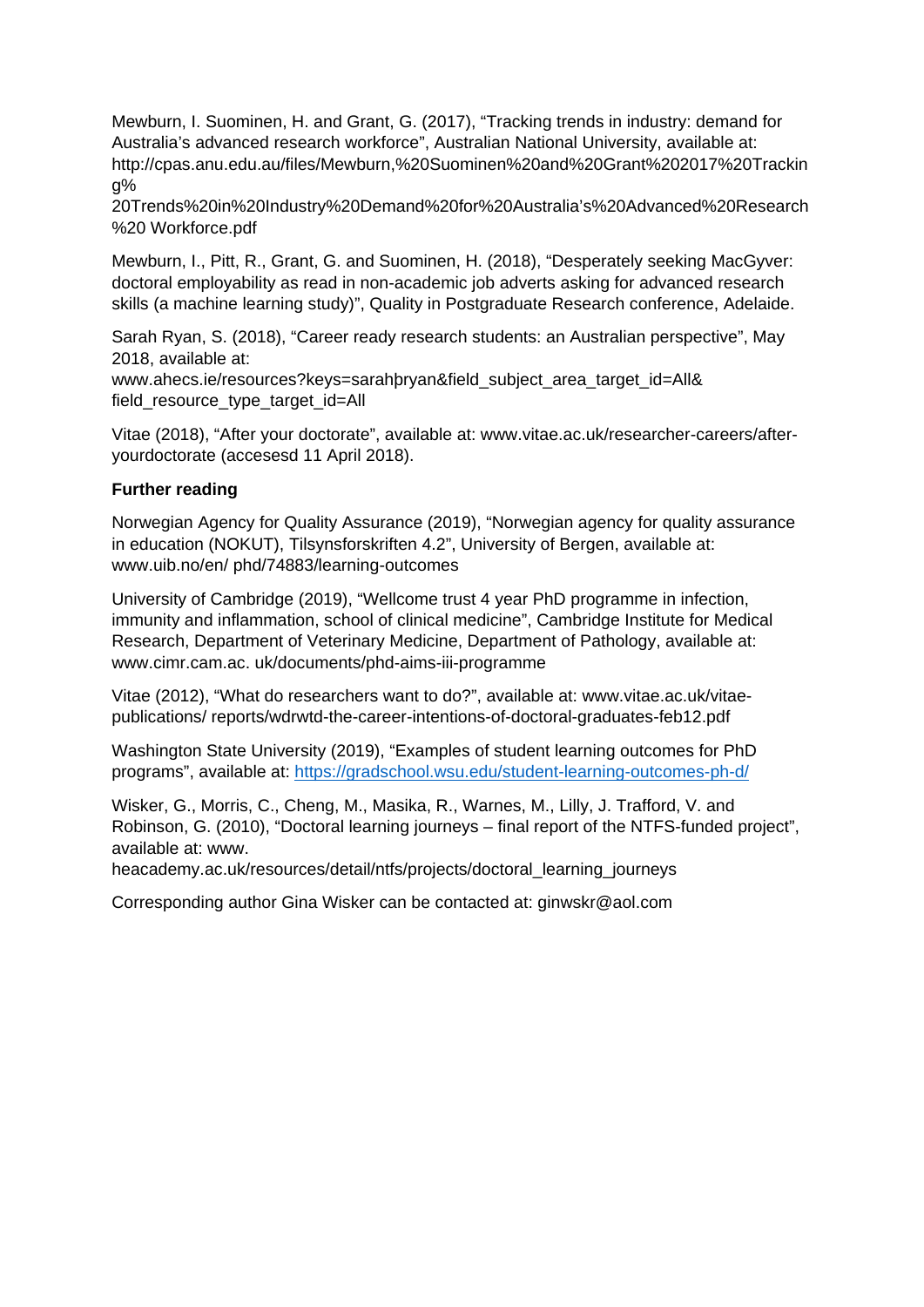Mewburn, I. Suominen, H. and Grant, G. (2017), "Tracking trends in industry: demand for Australia's advanced research workforce", Australian National University, available at: http://cpas.anu.edu.au/files/Mewburn,%20Suominen%20and%20Grant%202017%20Tracking%
20Trends%20in%20Industry%20Demand%20for%20Australia's%20Advanced%20Research%20 Workforce.pdf

Mewburn, I., Pitt, R., Grant, G. and Suominen, H. (2018), "Desperately seeking MacGyver: doctoral employability as read in non-academic job adverts asking for advanced research skills (a machine learning study)", Quality in Postgraduate Research conference, Adelaide.

Sarah Ryan, S. (2018), "Career ready research students: an Australian perspective", May 2018, available at:
www.ahecs.ie/resources?keys=sarahþryan&field_subject_area_target_id=All& field_resource_type_target_id=All

Vitae (2018), "After your doctorate", available at: www.vitae.ac.uk/researcher-careers/after-yourdoctorate (accesesd 11 April 2018).

**Further reading**

Norwegian Agency for Quality Assurance (2019), "Norwegian agency for quality assurance in education (NOKUT), Tilsynsforskriften 4.2", University of Bergen, available at: www.uib.no/en/ phd/74883/learning-outcomes

University of Cambridge (2019), "Wellcome trust 4 year PhD programme in infection, immunity and inflammation, school of clinical medicine", Cambridge Institute for Medical Research, Department of Veterinary Medicine, Department of Pathology, available at: www.cimr.cam.ac. uk/documents/phd-aims-iii-programme

Vitae (2012), "What do researchers want to do?", available at: www.vitae.ac.uk/vitae-publications/ reports/wdrwtd-the-career-intentions-of-doctoral-graduates-feb12.pdf

Washington State University (2019), "Examples of student learning outcomes for PhD programs", available at: https://gradschool.wsu.edu/student-learning-outcomes-ph-d/

Wisker, G., Morris, C., Cheng, M., Masika, R., Warnes, M., Lilly, J. Trafford, V. and Robinson, G. (2010), "Doctoral learning journeys – final report of the NTFS-funded project", available at: www.
heacademy.ac.uk/resources/detail/ntfs/projects/doctoral_learning_journeys

Corresponding author Gina Wisker can be contacted at: ginwskr@aol.com